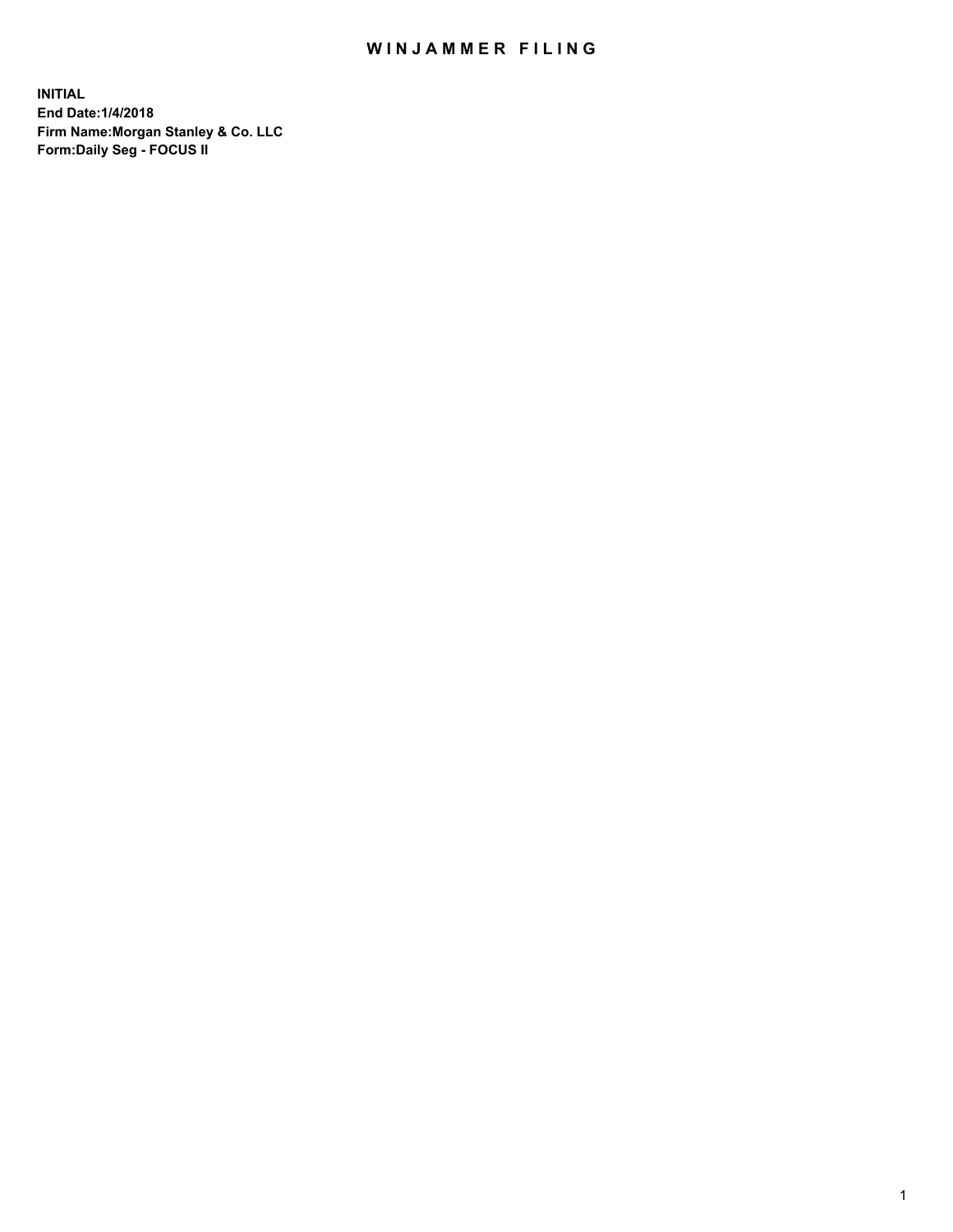# WINJAMMER FILING

**INITIAL**
**End Date:1/4/2018**
**Firm Name:Morgan Stanley & Co. LLC**
**Form:Daily Seg - FOCUS II**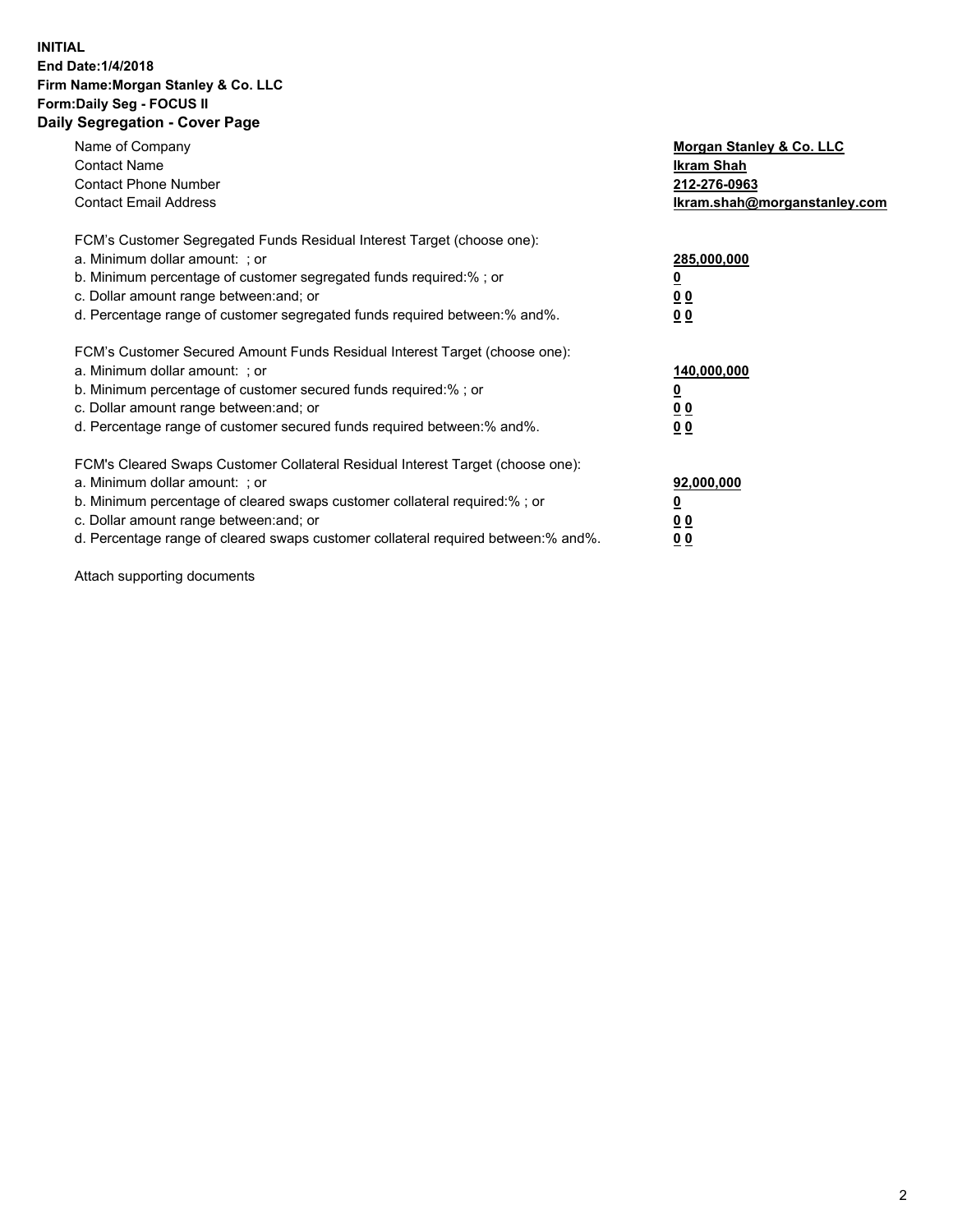**INITIAL**
**End Date:1/4/2018**
**Firm Name:Morgan Stanley & Co. LLC**
**Form:Daily Seg - FOCUS II**
**Daily Segregation - Cover Page**

| | |
|---|---|
| Name of Company | **Morgan Stanley & Co. LLC** |
| Contact Name | **Ikram Shah** |
| Contact Phone Number | **212-276-0963** |
| Contact Email Address | **Ikram.shah@morganstanley.com** |

FCM's Customer Segregated Funds Residual Interest Target (choose one):

| | |
|---|---|
| a. Minimum dollar amount: ; or | **285,000,000** |
| b. Minimum percentage of customer segregated funds required:% ; or | **0** |
| c. Dollar amount range between:and; or | **0 0** |
| d. Percentage range of customer segregated funds required between:% and%. | **0 0** |

FCM's Customer Secured Amount Funds Residual Interest Target (choose one):

| | |
|---|---|
| a. Minimum dollar amount: ; or | **140,000,000** |
| b. Minimum percentage of customer secured funds required:% ; or | **0** |
| c. Dollar amount range between:and; or | **0 0** |
| d. Percentage range of customer secured funds required between:% and%. | **0 0** |

FCM's Cleared Swaps Customer Collateral Residual Interest Target (choose one):

| | |
|---|---|
| a. Minimum dollar amount: ; or | **92,000,000** |
| b. Minimum percentage of cleared swaps customer collateral required:% ; or | **0** |
| c. Dollar amount range between:and; or | **0 0** |
| d. Percentage range of cleared swaps customer collateral required between:% and%. | **0 0** |

Attach supporting documents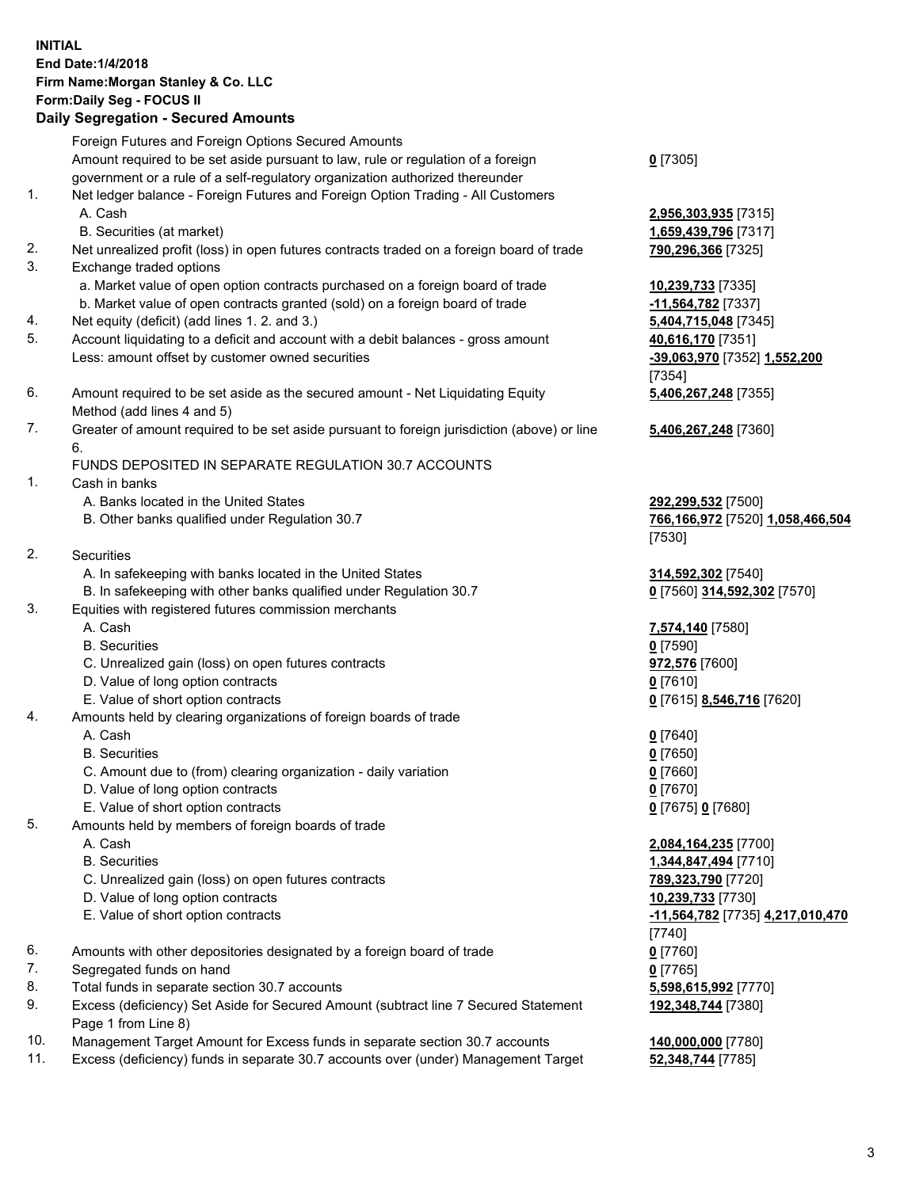**INITIAL**
**End Date:1/4/2018**
**Firm Name:Morgan Stanley & Co. LLC**
**Form:Daily Seg - FOCUS II**
**Daily Segregation - Secured Amounts**

| | | |
|---|---|---|
| | Foreign Futures and Foreign Options Secured Amounts | |
| | Amount required to be set aside pursuant to law, rule or regulation of a foreign government or a rule of a self-regulatory organization authorized thereunder | **0** [7305] |
| 1. | Net ledger balance - Foreign Futures and Foreign Option Trading - All Customers | |
| | A. Cash | **2,956,303,935** [7315] |
| | B. Securities (at market) | **1,659,439,796** [7317] |
| 2. | Net unrealized profit (loss) in open futures contracts traded on a foreign board of trade | **790,296,366** [7325] |
| 3. | Exchange traded options | |
| | a. Market value of open option contracts purchased on a foreign board of trade | **10,239,733** [7335] |
| | b. Market value of open contracts granted (sold) on a foreign board of trade | **-11,564,782** [7337] |
| 4. | Net equity (deficit) (add lines 1. 2. and 3.) | **5,404,715,048** [7345] |
| 5. | Account liquidating to a deficit and account with a debit balances - gross amount | **40,616,170** [7351] |
| | Less: amount offset by customer owned securities | **-39,063,970** [7352] **1,552,200** [7354] |
| 6. | Amount required to be set aside as the secured amount - Net Liquidating Equity Method (add lines 4 and 5) | **5,406,267,248** [7355] |
| 7. | Greater of amount required to be set aside pursuant to foreign jurisdiction (above) or line 6. | **5,406,267,248** [7360] |
| | FUNDS DEPOSITED IN SEPARATE REGULATION 30.7 ACCOUNTS | |
| 1. | Cash in banks | |
| | A. Banks located in the United States | **292,299,532** [7500] |
| | B. Other banks qualified under Regulation 30.7 | **766,166,972** [7520] **1,058,466,504** [7530] |
| 2. | Securities | |
| | A. In safekeeping with banks located in the United States | **314,592,302** [7540] |
| | B. In safekeeping with other banks qualified under Regulation 30.7 | **0** [7560] **314,592,302** [7570] |
| 3. | Equities with registered futures commission merchants | |
| | A. Cash | **7,574,140** [7580] |
| | B. Securities | **0** [7590] |
| | C. Unrealized gain (loss) on open futures contracts | **972,576** [7600] |
| | D. Value of long option contracts | **0** [7610] |
| | E. Value of short option contracts | **0** [7615] **8,546,716** [7620] |
| 4. | Amounts held by clearing organizations of foreign boards of trade | |
| | A. Cash | **0** [7640] |
| | B. Securities | **0** [7650] |
| | C. Amount due to (from) clearing organization - daily variation | **0** [7660] |
| | D. Value of long option contracts | **0** [7670] |
| | E. Value of short option contracts | **0** [7675] **0** [7680] |
| 5. | Amounts held by members of foreign boards of trade | |
| | A. Cash | **2,084,164,235** [7700] |
| | B. Securities | **1,344,847,494** [7710] |
| | C. Unrealized gain (loss) on open futures contracts | **789,323,790** [7720] |
| | D. Value of long option contracts | **10,239,733** [7730] |
| | E. Value of short option contracts | **-11,564,782** [7735] **4,217,010,470** [7740] |
| 6. | Amounts with other depositories designated by a foreign board of trade | **0** [7760] |
| 7. | Segregated funds on hand | **0** [7765] |
| 8. | Total funds in separate section 30.7 accounts | **5,598,615,992** [7770] |
| 9. | Excess (deficiency) Set Aside for Secured Amount (subtract line 7 Secured Statement Page 1 from Line 8) | **192,348,744** [7380] |
| 10. | Management Target Amount for Excess funds in separate section 30.7 accounts | **140,000,000** [7780] |
| 11. | Excess (deficiency) funds in separate 30.7 accounts over (under) Management Target | **52,348,744** [7785] |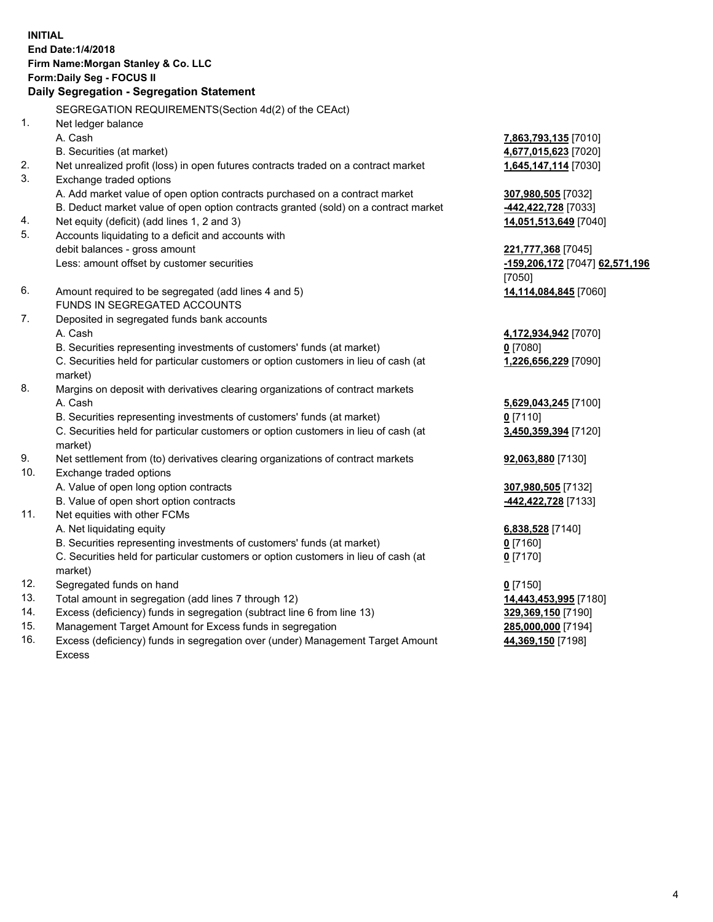**INITIAL**
**End Date:1/4/2018**
**Firm Name:Morgan Stanley & Co. LLC**
**Form:Daily Seg - FOCUS II**
**Daily Segregation - Segregation Statement**

SEGREGATION REQUIREMENTS(Section 4d(2) of the CEAct)

| | | |
|---|---|---|
| 1. | Net ledger balance | |
| | A. Cash | **7,863,793,135** [7010] |
| | B. Securities (at market) | **4,677,015,623** [7020] |
| 2. | Net unrealized profit (loss) in open futures contracts traded on a contract market | **1,645,147,114** [7030] |
| 3. | Exchange traded options | |
| | A. Add market value of open option contracts purchased on a contract market | **307,980,505** [7032] |
| | B. Deduct market value of open option contracts granted (sold) on a contract market | **-442,422,728** [7033] |
| 4. | Net equity (deficit) (add lines 1, 2 and 3) | **14,051,513,649** [7040] |
| 5. | Accounts liquidating to a deficit and accounts with debit balances - gross amount | **221,777,368** [7045] |
| | Less: amount offset by customer securities | **-159,206,172** [7047] **62,571,196** [7050] |
| 6. | Amount required to be segregated (add lines 4 and 5) | **14,114,084,845** [7060] |
| | FUNDS IN SEGREGATED ACCOUNTS | |
| 7. | Deposited in segregated funds bank accounts | |
| | A. Cash | **4,172,934,942** [7070] |
| | B. Securities representing investments of customers' funds (at market) | **0** [7080] |
| | C. Securities held for particular customers or option customers in lieu of cash (at market) | **1,226,656,229** [7090] |
| 8. | Margins on deposit with derivatives clearing organizations of contract markets | |
| | A. Cash | **5,629,043,245** [7100] |
| | B. Securities representing investments of customers' funds (at market) | **0** [7110] |
| | C. Securities held for particular customers or option customers in lieu of cash (at market) | **3,450,359,394** [7120] |
| 9. | Net settlement from (to) derivatives clearing organizations of contract markets | **92,063,880** [7130] |
| 10. | Exchange traded options | |
| | A. Value of open long option contracts | **307,980,505** [7132] |
| | B. Value of open short option contracts | **-442,422,728** [7133] |
| 11. | Net equities with other FCMs | |
| | A. Net liquidating equity | **6,838,528** [7140] |
| | B. Securities representing investments of customers' funds (at market) | **0** [7160] |
| | C. Securities held for particular customers or option customers in lieu of cash (at market) | **0** [7170] |
| 12. | Segregated funds on hand | **0** [7150] |
| 13. | Total amount in segregation (add lines 7 through 12) | **14,443,453,995** [7180] |
| 14. | Excess (deficiency) funds in segregation (subtract line 6 from line 13) | **329,369,150** [7190] |
| 15. | Management Target Amount for Excess funds in segregation | **285,000,000** [7194] |
| 16. | Excess (deficiency) funds in segregation over (under) Management Target Amount Excess | **44,369,150** [7198] |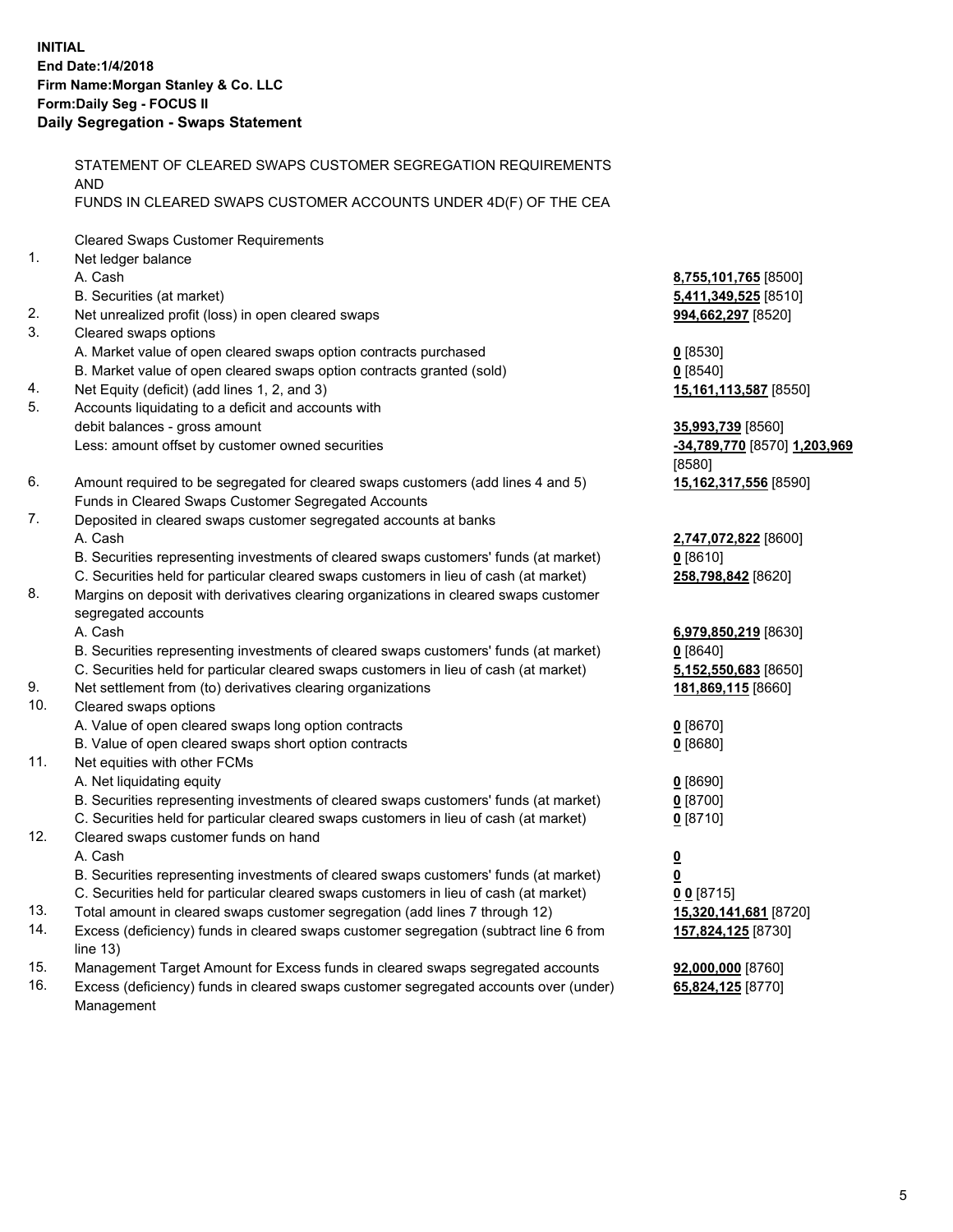**INITIAL**
**End Date:1/4/2018**
**Firm Name:Morgan Stanley & Co. LLC**
**Form:Daily Seg - FOCUS II**
**Daily Segregation - Swaps Statement**

STATEMENT OF CLEARED SWAPS CUSTOMER SEGREGATION REQUIREMENTS AND FUNDS IN CLEARED SWAPS CUSTOMER ACCOUNTS UNDER 4D(F) OF THE CEA

| | | |
|---|---|---|
| | Cleared Swaps Customer Requirements | |
| 1. | Net ledger balance | |
| | A. Cash | **8,755,101,765** [8500] |
| | B. Securities (at market) | **5,411,349,525** [8510] |
| 2. | Net unrealized profit (loss) in open cleared swaps | **994,662,297** [8520] |
| 3. | Cleared swaps options | |
| | A. Market value of open cleared swaps option contracts purchased | **0** [8530] |
| | B. Market value of open cleared swaps option contracts granted (sold) | **0** [8540] |
| 4. | Net Equity (deficit) (add lines 1, 2, and 3) | **15,161,113,587** [8550] |
| 5. | Accounts liquidating to a deficit and accounts with debit balances - gross amount | **35,993,739** [8560] |
| | Less: amount offset by customer owned securities | **-34,789,770** [8570] **1,203,969** [8580] |
| 6. | Amount required to be segregated for cleared swaps customers (add lines 4 and 5) | **15,162,317,556** [8590] |
| | Funds in Cleared Swaps Customer Segregated Accounts | |
| 7. | Deposited in cleared swaps customer segregated accounts at banks | |
| | A. Cash | **2,747,072,822** [8600] |
| | B. Securities representing investments of cleared swaps customers' funds (at market) | **0** [8610] |
| | C. Securities held for particular cleared swaps customers in lieu of cash (at market) | **258,798,842** [8620] |
| 8. | Margins on deposit with derivatives clearing organizations in cleared swaps customer segregated accounts | |
| | A. Cash | **6,979,850,219** [8630] |
| | B. Securities representing investments of cleared swaps customers' funds (at market) | **0** [8640] |
| | C. Securities held for particular cleared swaps customers in lieu of cash (at market) | **5,152,550,683** [8650] |
| 9. | Net settlement from (to) derivatives clearing organizations | **181,869,115** [8660] |
| 10. | Cleared swaps options | |
| | A. Value of open cleared swaps long option contracts | **0** [8670] |
| | B. Value of open cleared swaps short option contracts | **0** [8680] |
| 11. | Net equities with other FCMs | |
| | A. Net liquidating equity | **0** [8690] |
| | B. Securities representing investments of cleared swaps customers' funds (at market) | **0** [8700] |
| | C. Securities held for particular cleared swaps customers in lieu of cash (at market) | **0** [8710] |
| 12. | Cleared swaps customer funds on hand | |
| | A. Cash | **0** |
| | B. Securities representing investments of cleared swaps customers' funds (at market) | **0** |
| | C. Securities held for particular cleared swaps customers in lieu of cash (at market) | **0** **0** [8715] |
| 13. | Total amount in cleared swaps customer segregation (add lines 7 through 12) | **15,320,141,681** [8720] |
| 14. | Excess (deficiency) funds in cleared swaps customer segregation (subtract line 6 from line 13) | **157,824,125** [8730] |
| 15. | Management Target Amount for Excess funds in cleared swaps segregated accounts | **92,000,000** [8760] |
| 16. | Excess (deficiency) funds in cleared swaps customer segregated accounts over (under) Management | **65,824,125** [8770] |